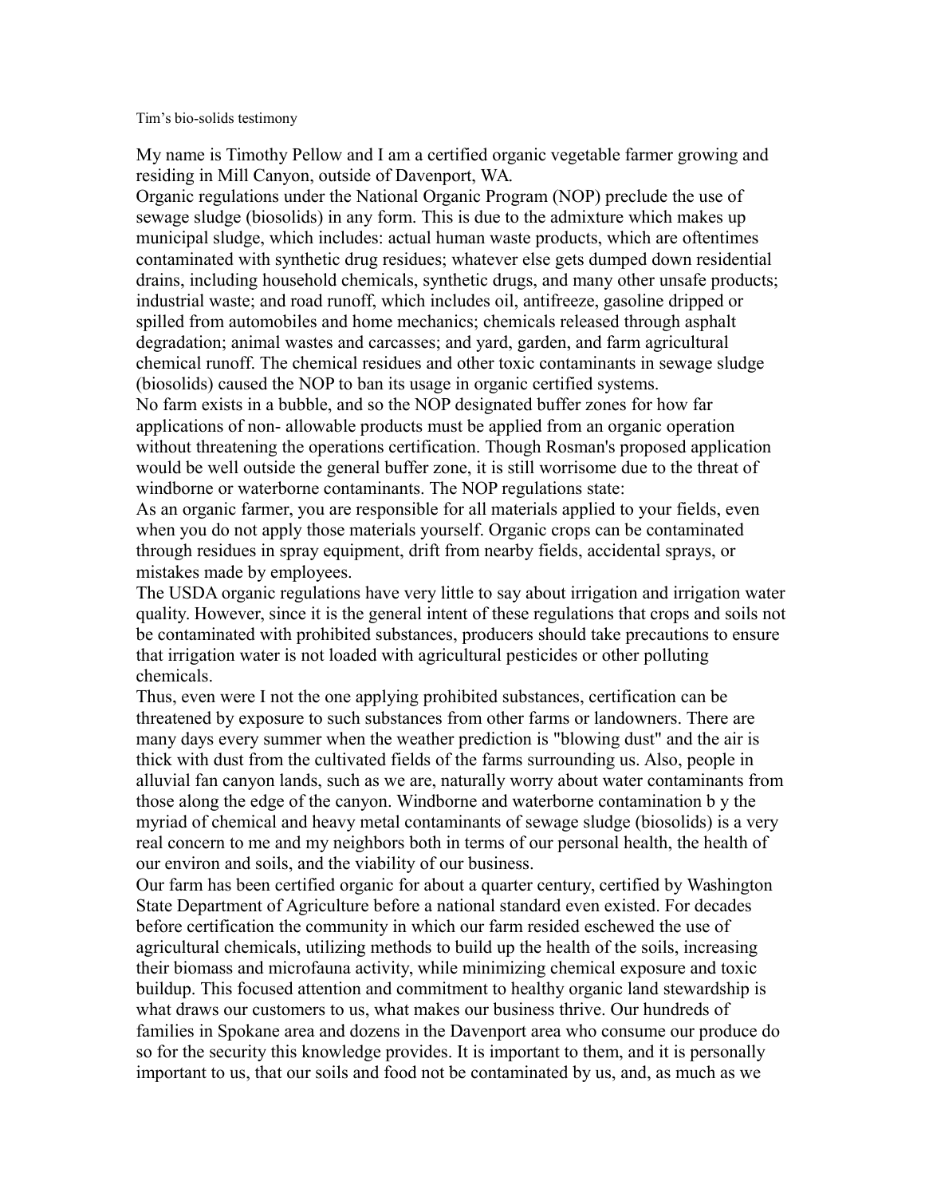Tim's bio-solids testimony

My name is Timothy Pellow and I am a certified organic vegetable farmer growing and residing in Mill Canyon, outside of Davenport, WA.

Organic regulations under the National Organic Program (NOP) preclude the use of sewage sludge (biosolids) in any form. This is due to the admixture which makes up municipal sludge, which includes: actual human waste products, which are oftentimes contaminated with synthetic drug residues; whatever else gets dumped down residential drains, including household chemicals, synthetic drugs, and many other unsafe products; industrial waste; and road runoff, which includes oil, antifreeze, gasoline dripped or spilled from automobiles and home mechanics; chemicals released through asphalt degradation; animal wastes and carcasses; and yard, garden, and farm agricultural chemical runoff. The chemical residues and other toxic contaminants in sewage sludge (biosolids) caused the NOP to ban its usage in organic certified systems.

No farm exists in a bubble, and so the NOP designated buffer zones for how far applications of non- allowable products must be applied from an organic operation without threatening the operations certification. Though Rosman's proposed application would be well outside the general buffer zone, it is still worrisome due to the threat of windborne or waterborne contaminants. The NOP regulations state:

As an organic farmer, you are responsible for all materials applied to your fields, even when you do not apply those materials yourself. Organic crops can be contaminated through residues in spray equipment, drift from nearby fields, accidental sprays, or mistakes made by employees.

The USDA organic regulations have very little to say about irrigation and irrigation water quality. However, since it is the general intent of these regulations that crops and soils not be contaminated with prohibited substances, producers should take precautions to ensure that irrigation water is not loaded with agricultural pesticides or other polluting chemicals.

Thus, even were I not the one applying prohibited substances, certification can be threatened by exposure to such substances from other farms or landowners. There are many days every summer when the weather prediction is "blowing dust" and the air is thick with dust from the cultivated fields of the farms surrounding us. Also, people in alluvial fan canyon lands, such as we are, naturally worry about water contaminants from those along the edge of the canyon. Windborne and waterborne contamination b y the myriad of chemical and heavy metal contaminants of sewage sludge (biosolids) is a very real concern to me and my neighbors both in terms of our personal health, the health of our environ and soils, and the viability of our business.

Our farm has been certified organic for about a quarter century, certified by Washington State Department of Agriculture before a national standard even existed. For decades before certification the community in which our farm resided eschewed the use of agricultural chemicals, utilizing methods to build up the health of the soils, increasing their biomass and microfauna activity, while minimizing chemical exposure and toxic buildup. This focused attention and commitment to healthy organic land stewardship is what draws our customers to us, what makes our business thrive. Our hundreds of families in Spokane area and dozens in the Davenport area who consume our produce do so for the security this knowledge provides. It is important to them, and it is personally important to us, that our soils and food not be contaminated by us, and, as much as we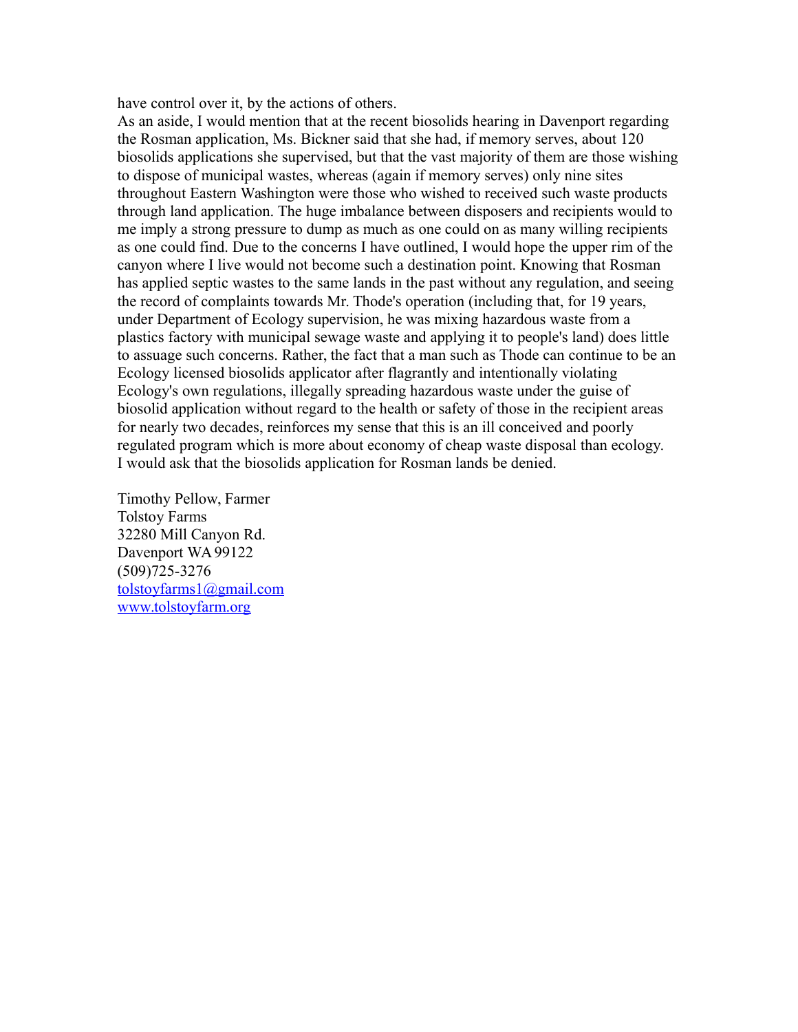have control over it, by the actions of others.

As an aside, I would mention that at the recent biosolids hearing in Davenport regarding the Rosman application, Ms. Bickner said that she had, if memory serves, about 120 biosolids applications she supervised, but that the vast majority of them are those wishing to dispose of municipal wastes, whereas (again if memory serves) only nine sites throughout Eastern Washington were those who wished to received such waste products through land application. The huge imbalance between disposers and recipients would to me imply a strong pressure to dump as much as one could on as many willing recipients as one could find. Due to the concerns I have outlined, I would hope the upper rim of the canyon where I live would not become such a destination point. Knowing that Rosman has applied septic wastes to the same lands in the past without any regulation, and seeing the record of complaints towards Mr. Thode's operation (including that, for 19 years, under Department of Ecology supervision, he was mixing hazardous waste from a plastics factory with municipal sewage waste and applying it to people's land) does little to assuage such concerns. Rather, the fact that a man such as Thode can continue to be an Ecology licensed biosolids applicator after flagrantly and intentionally violating Ecology's own regulations, illegally spreading hazardous waste under the guise of biosolid application without regard to the health or safety of those in the recipient areas for nearly two decades, reinforces my sense that this is an ill conceived and poorly regulated program which is more about economy of cheap waste disposal than ecology.

I would ask that the biosolids application for Rosman lands be denied.

Timothy Pellow, Farmer
Tolstoy Farms
32280 Mill Canyon Rd.
Davenport WA 99122
(509)725-3276
tolstoyfarms1@gmail.com
www.tolstoyfarm.org